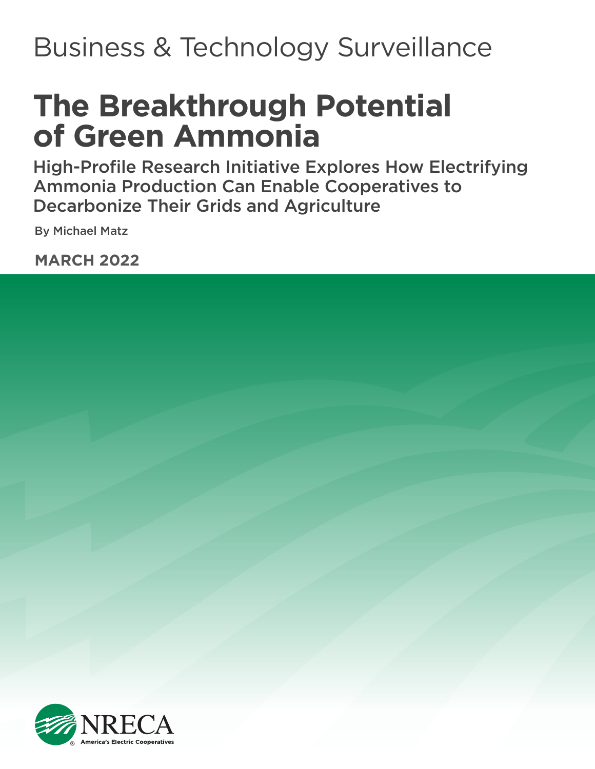Business & Technology Surveillance

# The Breakthrough Potential of Green Ammonia

## High-Profile Research Initiative Explores How Electrifying Ammonia Production Can Enable Cooperatives to Decarbonize Their Grids and Agriculture

By Michael Matz

**MARCH 2022**

NRECA

America's Electric Cooperatives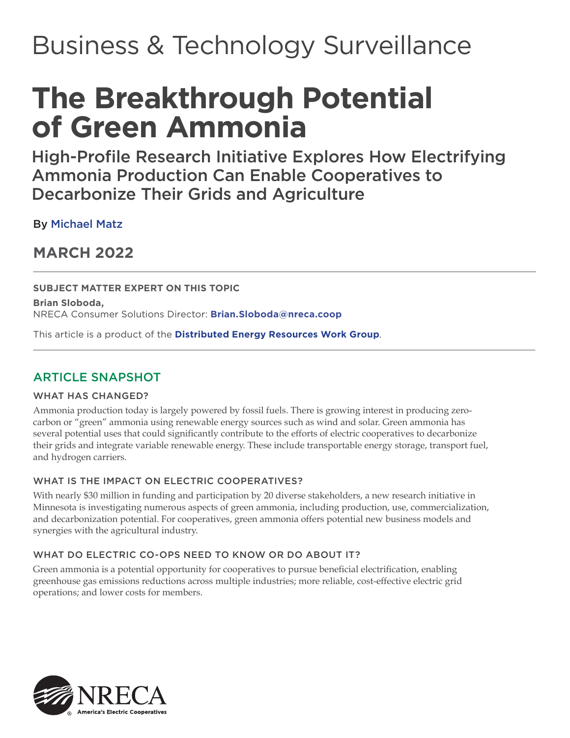Business & Technology Surveillance

# The Breakthrough Potential of Green Ammonia

## High-Profile Research Initiative Explores How Electrifying Ammonia Production Can Enable Cooperatives to Decarbonize Their Grids and Agriculture

By Michael Matz

## MARCH 2022

---

**SUBJECT MATTER EXPERT ON THIS TOPIC**

**Brian Sloboda,**
NRECA Consumer Solutions Director: **Brian.Sloboda@nreca.coop**

This article is a product of the **Distributed Energy Resources Work Group**.

---

## ARTICLE SNAPSHOT

### WHAT HAS CHANGED?

Ammonia production today is largely powered by fossil fuels. There is growing interest in producing zero-carbon or "green" ammonia using renewable energy sources such as wind and solar. Green ammonia has several potential uses that could significantly contribute to the efforts of electric cooperatives to decarbonize their grids and integrate variable renewable energy. These include transportable energy storage, transport fuel, and hydrogen carriers.

### WHAT IS THE IMPACT ON ELECTRIC COOPERATIVES?

With nearly $30 million in funding and participation by 20 diverse stakeholders, a new research initiative in Minnesota is investigating numerous aspects of green ammonia, including production, use, commercialization, and decarbonization potential. For cooperatives, green ammonia offers potential new business models and synergies with the agricultural industry.

### WHAT DO ELECTRIC CO-OPS NEED TO KNOW OR DO ABOUT IT?

Green ammonia is a potential opportunity for cooperatives to pursue beneficial electrification, enabling greenhouse gas emissions reductions across multiple industries; more reliable, cost-effective electric grid operations; and lower costs for members.

NRECA
America's Electric Cooperatives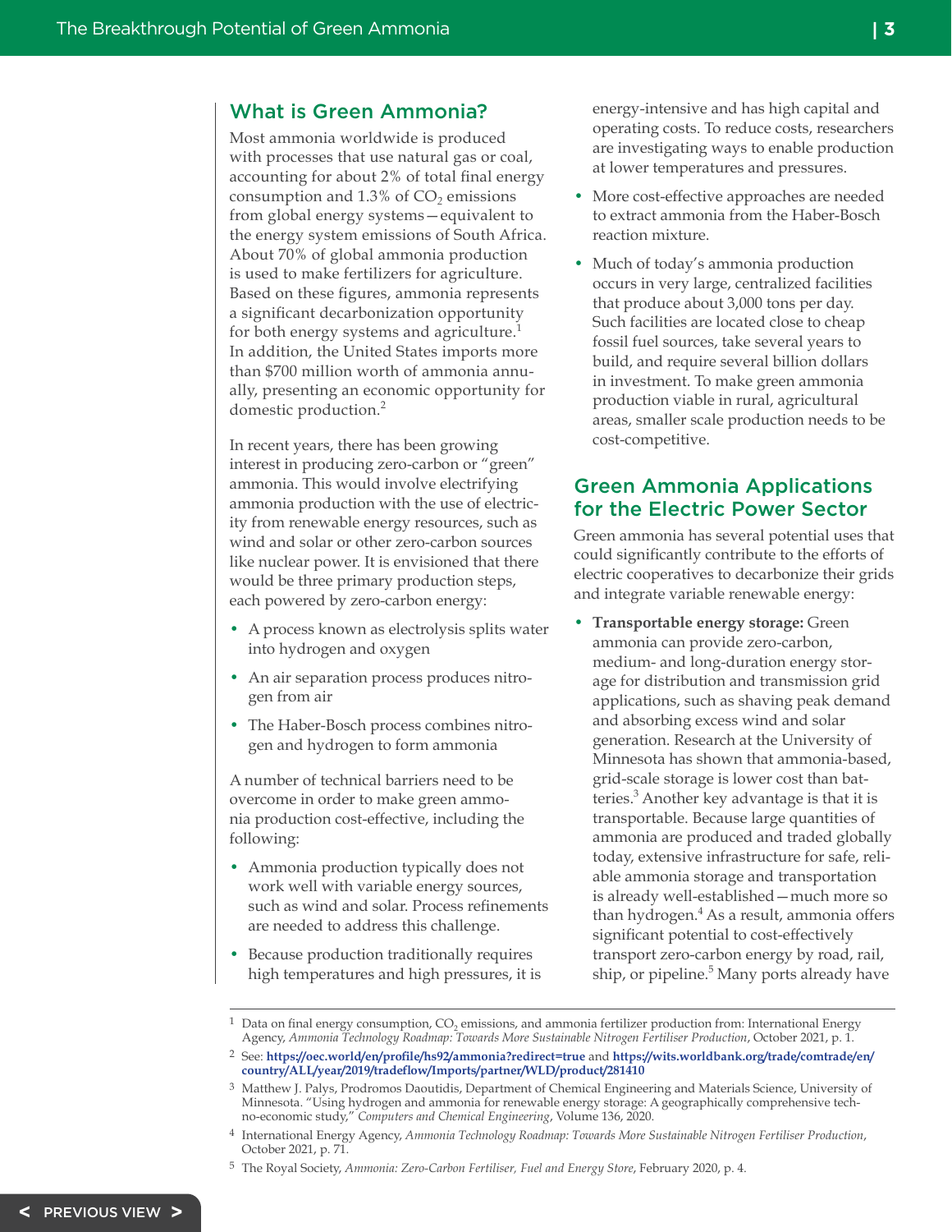## What is Green Ammonia?

Most ammonia worldwide is produced with processes that use natural gas or coal, accounting for about 2% of total final energy consumption and 1.3% of $CO_2$ emissions from global energy systems—equivalent to the energy system emissions of South Africa. About 70% of global ammonia production is used to make fertilizers for agriculture. Based on these figures, ammonia represents a significant decarbonization opportunity for both energy systems and agriculture.[1] In addition, the United States imports more than $700 million worth of ammonia annually, presenting an economic opportunity for domestic production.[2]

In recent years, there has been growing interest in producing zero-carbon or "green" ammonia. This would involve electrifying ammonia production with the use of electricity from renewable energy resources, such as wind and solar or other zero-carbon sources like nuclear power. It is envisioned that there would be three primary production steps, each powered by zero-carbon energy:

- A process known as electrolysis splits water into hydrogen and oxygen
- An air separation process produces nitrogen from air
- The Haber-Bosch process combines nitrogen and hydrogen to form ammonia

A number of technical barriers need to be overcome in order to make green ammonia production cost-effective, including the following:

- Ammonia production typically does not work well with variable energy sources, such as wind and solar. Process refinements are needed to address this challenge.
- Because production traditionally requires high temperatures and high pressures, it is energy-intensive and has high capital and operating costs. To reduce costs, researchers are investigating ways to enable production at lower temperatures and pressures.
- More cost-effective approaches are needed to extract ammonia from the Haber-Bosch reaction mixture.
- Much of today's ammonia production occurs in very large, centralized facilities that produce about 3,000 tons per day. Such facilities are located close to cheap fossil fuel sources, take several years to build, and require several billion dollars in investment. To make green ammonia production viable in rural, agricultural areas, smaller scale production needs to be cost-competitive.

## Green Ammonia Applications for the Electric Power Sector

Green ammonia has several potential uses that could significantly contribute to the efforts of electric cooperatives to decarbonize their grids and integrate variable renewable energy:

- **Transportable energy storage:** Green ammonia can provide zero-carbon, medium- and long-duration energy storage for distribution and transmission grid applications, such as shaving peak demand and absorbing excess wind and solar generation. Research at the University of Minnesota has shown that ammonia-based, grid-scale storage is lower cost than batteries.[3] Another key advantage is that it is transportable. Because large quantities of ammonia are produced and traded globally today, extensive infrastructure for safe, reliable ammonia storage and transportation is already well-established—much more so than hydrogen.[4] As a result, ammonia offers significant potential to cost-effectively transport zero-carbon energy by road, rail, ship, or pipeline.[5] Many ports already have

---

[1] Data on final energy consumption, $CO_2$ emissions, and ammonia fertilizer production from: International Energy Agency, *Ammonia Technology Roadmap: Towards More Sustainable Nitrogen Fertiliser Production*, October 2021, p. 1.

[2] See: **https://oec.world/en/profile/hs92/ammonia?redirect=true** and **https://wits.worldbank.org/trade/comtrade/en/country/ALL/year/2019/tradeflow/Imports/partner/WLD/product/281410**

[3] Matthew J. Palys, Prodromos Daoutidis, Department of Chemical Engineering and Materials Science, University of Minnesota. "Using hydrogen and ammonia for renewable energy storage: A geographically comprehensive techno-economic study," *Computers and Chemical Engineering*, Volume 136, 2020.

[4] International Energy Agency, *Ammonia Technology Roadmap: Towards More Sustainable Nitrogen Fertiliser Production*, October 2021, p. 71.

[5] The Royal Society, *Ammonia: Zero-Carbon Fertiliser, Fuel and Energy Store*, February 2020, p. 4.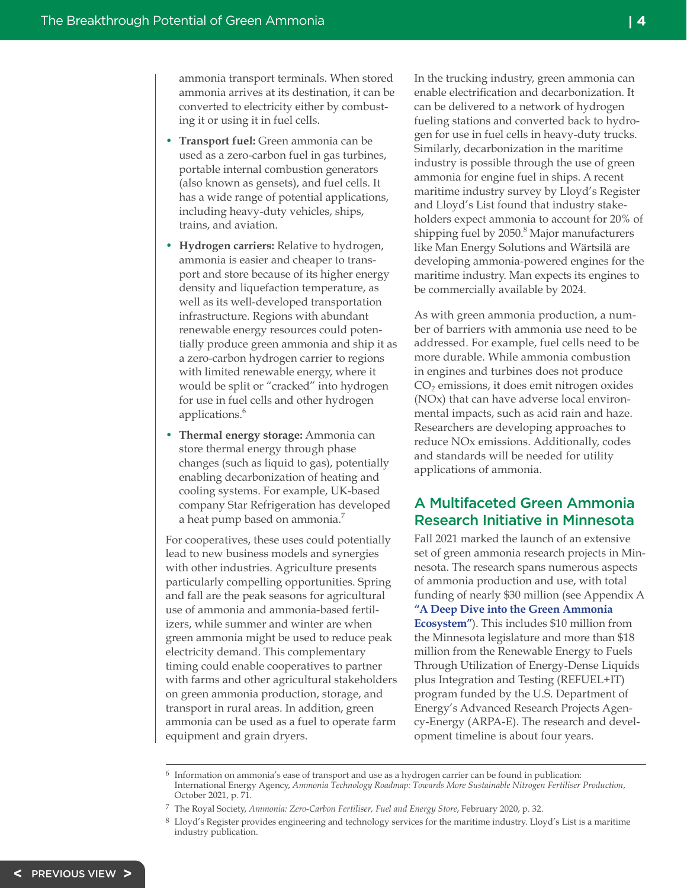ammonia transport terminals. When stored ammonia arrives at its destination, it can be converted to electricity either by combusting it or using it in fuel cells.

- **Transport fuel:** Green ammonia can be used as a zero-carbon fuel in gas turbines, portable internal combustion generators (also known as gensets), and fuel cells. It has a wide range of potential applications, including heavy-duty vehicles, ships, trains, and aviation.
- **Hydrogen carriers:** Relative to hydrogen, ammonia is easier and cheaper to transport and store because of its higher energy density and liquefaction temperature, as well as its well-developed transportation infrastructure. Regions with abundant renewable energy resources could potentially produce green ammonia and ship it as a zero-carbon hydrogen carrier to regions with limited renewable energy, where it would be split or "cracked" into hydrogen for use in fuel cells and other hydrogen applications.[6]
- **Thermal energy storage:** Ammonia can store thermal energy through phase changes (such as liquid to gas), potentially enabling decarbonization of heating and cooling systems. For example, UK-based company Star Refrigeration has developed a heat pump based on ammonia.[7]

For cooperatives, these uses could potentially lead to new business models and synergies with other industries. Agriculture presents particularly compelling opportunities. Spring and fall are the peak seasons for agricultural use of ammonia and ammonia-based fertilizers, while summer and winter are when green ammonia might be used to reduce peak electricity demand. This complementary timing could enable cooperatives to partner with farms and other agricultural stakeholders on green ammonia production, storage, and transport in rural areas. In addition, green ammonia can be used as a fuel to operate farm equipment and grain dryers.

In the trucking industry, green ammonia can enable electrification and decarbonization. It can be delivered to a network of hydrogen fueling stations and converted back to hydrogen for use in fuel cells in heavy-duty trucks. Similarly, decarbonization in the maritime industry is possible through the use of green ammonia for engine fuel in ships. A recent maritime industry survey by Lloyd's Register and Lloyd's List found that industry stakeholders expect ammonia to account for 20% of shipping fuel by 2050.[8] Major manufacturers like Man Energy Solutions and Wärtsilä are developing ammonia-powered engines for the maritime industry. Man expects its engines to be commercially available by 2024.

As with green ammonia production, a number of barriers with ammonia use need to be addressed. For example, fuel cells need to be more durable. While ammonia combustion in engines and turbines does not produce $CO_2$ emissions, it does emit nitrogen oxides (NOx) that can have adverse local environmental impacts, such as acid rain and haze. Researchers are developing approaches to reduce NOx emissions. Additionally, codes and standards will be needed for utility applications of ammonia.

## A Multifaceted Green Ammonia Research Initiative in Minnesota

Fall 2021 marked the launch of an extensive set of green ammonia research projects in Minnesota. The research spans numerous aspects of ammonia production and use, with total funding of nearly $30 million (see Appendix A **"A Deep Dive into the Green Ammonia Ecosystem"**). This includes $10 million from the Minnesota legislature and more than $18 million from the Renewable Energy to Fuels Through Utilization of Energy-Dense Liquids plus Integration and Testing (REFUEL+IT) program funded by the U.S. Department of Energy's Advanced Research Projects Agency-Energy (ARPA-E). The research and development timeline is about four years.

---

[6] Information on ammonia's ease of transport and use as a hydrogen carrier can be found in publication: International Energy Agency, *Ammonia Technology Roadmap: Towards More Sustainable Nitrogen Fertiliser Production*, October 2021, p. 71.

[7] The Royal Society, *Ammonia: Zero-Carbon Fertiliser, Fuel and Energy Store*, February 2020, p. 32.

[8] Lloyd's Register provides engineering and technology services for the maritime industry. Lloyd's List is a maritime industry publication.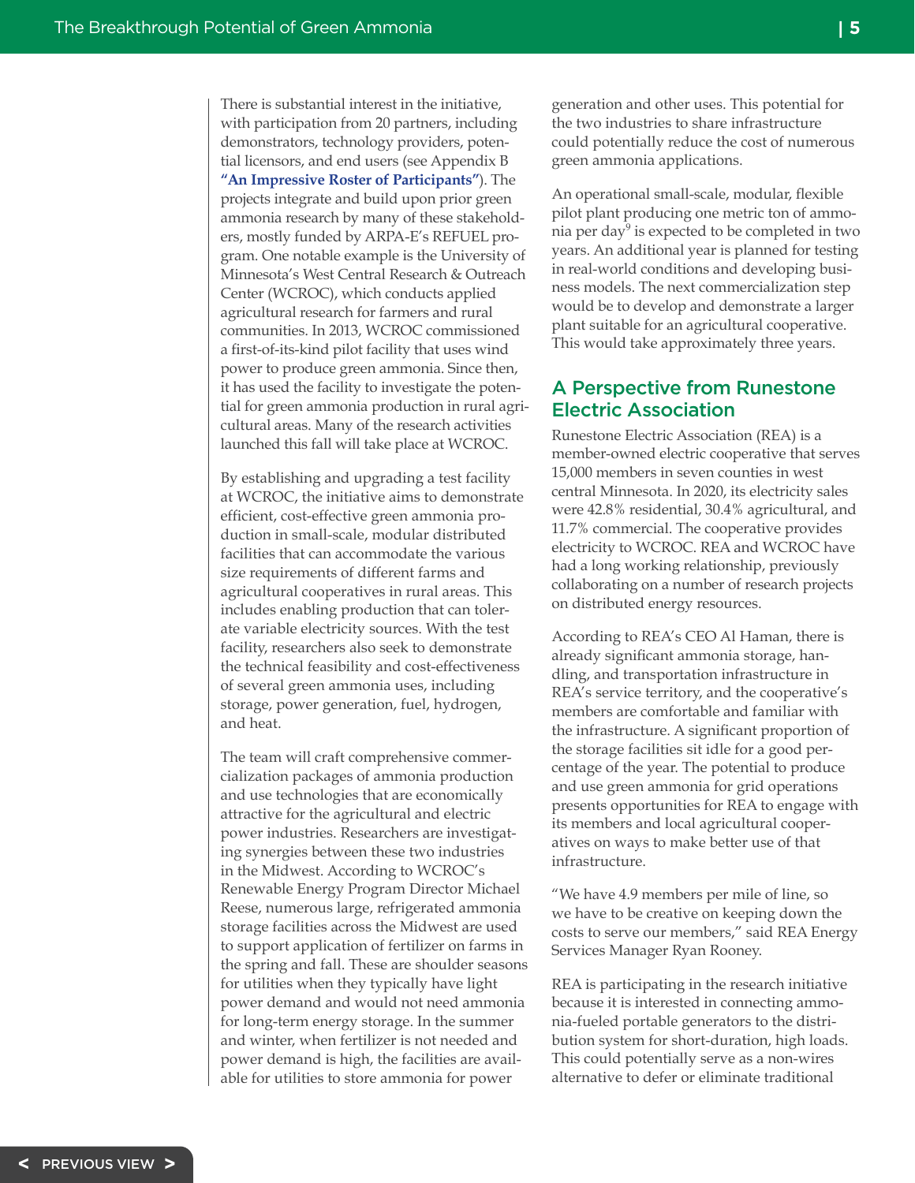There is substantial interest in the initiative, with participation from 20 partners, including demonstrators, technology providers, potential licensors, and end users (see Appendix B **"An Impressive Roster of Participants"**). The projects integrate and build upon prior green ammonia research by many of these stakeholders, mostly funded by ARPA-E's REFUEL program. One notable example is the University of Minnesota's West Central Research & Outreach Center (WCROC), which conducts applied agricultural research for farmers and rural communities. In 2013, WCROC commissioned a first-of-its-kind pilot facility that uses wind power to produce green ammonia. Since then, it has used the facility to investigate the potential for green ammonia production in rural agricultural areas. Many of the research activities launched this fall will take place at WCROC.

By establishing and upgrading a test facility at WCROC, the initiative aims to demonstrate efficient, cost-effective green ammonia production in small-scale, modular distributed facilities that can accommodate the various size requirements of different farms and agricultural cooperatives in rural areas. This includes enabling production that can tolerate variable electricity sources. With the test facility, researchers also seek to demonstrate the technical feasibility and cost-effectiveness of several green ammonia uses, including storage, power generation, fuel, hydrogen, and heat.

The team will craft comprehensive commercialization packages of ammonia production and use technologies that are economically attractive for the agricultural and electric power industries. Researchers are investigating synergies between these two industries in the Midwest. According to WCROC's Renewable Energy Program Director Michael Reese, numerous large, refrigerated ammonia storage facilities across the Midwest are used to support application of fertilizer on farms in the spring and fall. These are shoulder seasons for utilities when they typically have light power demand and would not need ammonia for long-term energy storage. In the summer and winter, when fertilizer is not needed and power demand is high, the facilities are available for utilities to store ammonia for power generation and other uses. This potential for the two industries to share infrastructure could potentially reduce the cost of numerous green ammonia applications.

An operational small-scale, modular, flexible pilot plant producing one metric ton of ammonia per day[9] is expected to be completed in two years. An additional year is planned for testing in real-world conditions and developing business models. The next commercialization step would be to develop and demonstrate a larger plant suitable for an agricultural cooperative. This would take approximately three years.

## A Perspective from Runestone Electric Association

Runestone Electric Association (REA) is a member-owned electric cooperative that serves 15,000 members in seven counties in west central Minnesota. In 2020, its electricity sales were 42.8% residential, 30.4% agricultural, and 11.7% commercial. The cooperative provides electricity to WCROC. REA and WCROC have had a long working relationship, previously collaborating on a number of research projects on distributed energy resources.

According to REA's CEO Al Haman, there is already significant ammonia storage, handling, and transportation infrastructure in REA's service territory, and the cooperative's members are comfortable and familiar with the infrastructure. A significant proportion of the storage facilities sit idle for a good percentage of the year. The potential to produce and use green ammonia for grid operations presents opportunities for REA to engage with its members and local agricultural cooperatives on ways to make better use of that infrastructure.

"We have 4.9 members per mile of line, so we have to be creative on keeping down the costs to serve our members," said REA Energy Services Manager Ryan Rooney.

REA is participating in the research initiative because it is interested in connecting ammonia-fueled portable generators to the distribution system for short-duration, high loads. This could potentially serve as a non-wires alternative to defer or eliminate traditional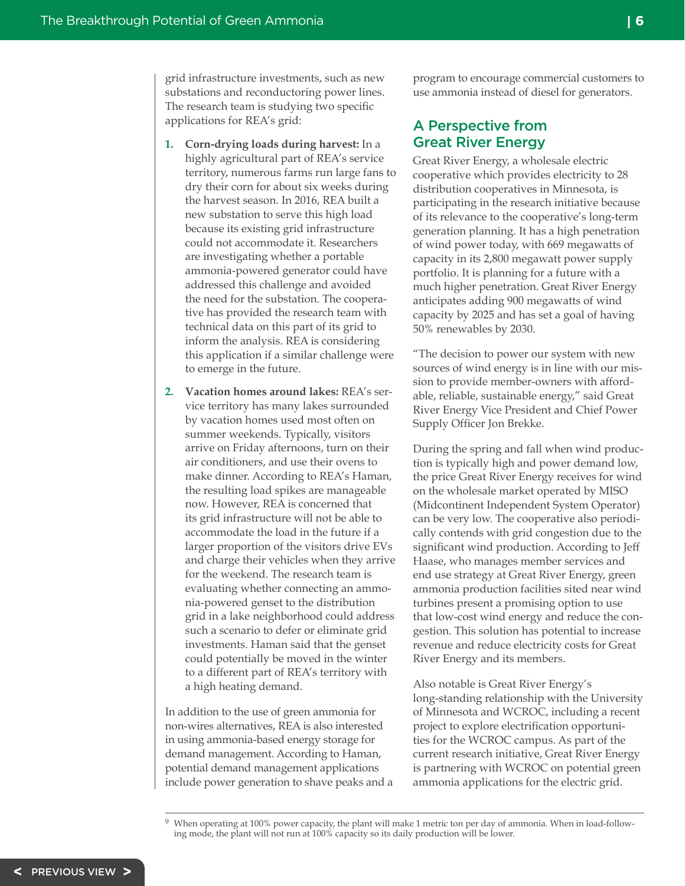grid infrastructure investments, such as new substations and reconductoring power lines. The research team is studying two specific applications for REA's grid:

1. **Corn-drying loads during harvest:** In a highly agricultural part of REA's service territory, numerous farms run large fans to dry their corn for about six weeks during the harvest season. In 2016, REA built a new substation to serve this high load because its existing grid infrastructure could not accommodate it. Researchers are investigating whether a portable ammonia-powered generator could have addressed this challenge and avoided the need for the substation. The cooperative has provided the research team with technical data on this part of its grid to inform the analysis. REA is considering this application if a similar challenge were to emerge in the future.

2. **Vacation homes around lakes:** REA's service territory has many lakes surrounded by vacation homes used most often on summer weekends. Typically, visitors arrive on Friday afternoons, turn on their air conditioners, and use their ovens to make dinner. According to REA's Haman, the resulting load spikes are manageable now. However, REA is concerned that its grid infrastructure will not be able to accommodate the load in the future if a larger proportion of the visitors drive EVs and charge their vehicles when they arrive for the weekend. The research team is evaluating whether connecting an ammonia-powered genset to the distribution grid in a lake neighborhood could address such a scenario to defer or eliminate grid investments. Haman said that the genset could potentially be moved in the winter to a different part of REA's territory with a high heating demand.

In addition to the use of green ammonia for non-wires alternatives, REA is also interested in using ammonia-based energy storage for demand management. According to Haman, potential demand management applications include power generation to shave peaks and a program to encourage commercial customers to use ammonia instead of diesel for generators.

## A Perspective from Great River Energy

Great River Energy, a wholesale electric cooperative which provides electricity to 28 distribution cooperatives in Minnesota, is participating in the research initiative because of its relevance to the cooperative's long-term generation planning. It has a high penetration of wind power today, with 669 megawatts of capacity in its 2,800 megawatt power supply portfolio. It is planning for a future with a much higher penetration. Great River Energy anticipates adding 900 megawatts of wind capacity by 2025 and has set a goal of having 50% renewables by 2030.

"The decision to power our system with new sources of wind energy is in line with our mission to provide member-owners with affordable, reliable, sustainable energy," said Great River Energy Vice President and Chief Power Supply Officer Jon Brekke.

During the spring and fall when wind production is typically high and power demand low, the price Great River Energy receives for wind on the wholesale market operated by MISO (Midcontinent Independent System Operator) can be very low. The cooperative also periodically contends with grid congestion due to the significant wind production. According to Jeff Haase, who manages member services and end use strategy at Great River Energy, green ammonia production facilities sited near wind turbines present a promising option to use that low-cost wind energy and reduce the congestion. This solution has potential to increase revenue and reduce electricity costs for Great River Energy and its members.

Also notable is Great River Energy's long-standing relationship with the University of Minnesota and WCROC, including a recent project to explore electrification opportunities for the WCROC campus. As part of the current research initiative, Great River Energy is partnering with WCROC on potential green ammonia applications for the electric grid.

---

[9] When operating at 100% power capacity, the plant will make 1 metric ton per day of ammonia. When in load-following mode, the plant will not run at 100% capacity so its daily production will be lower.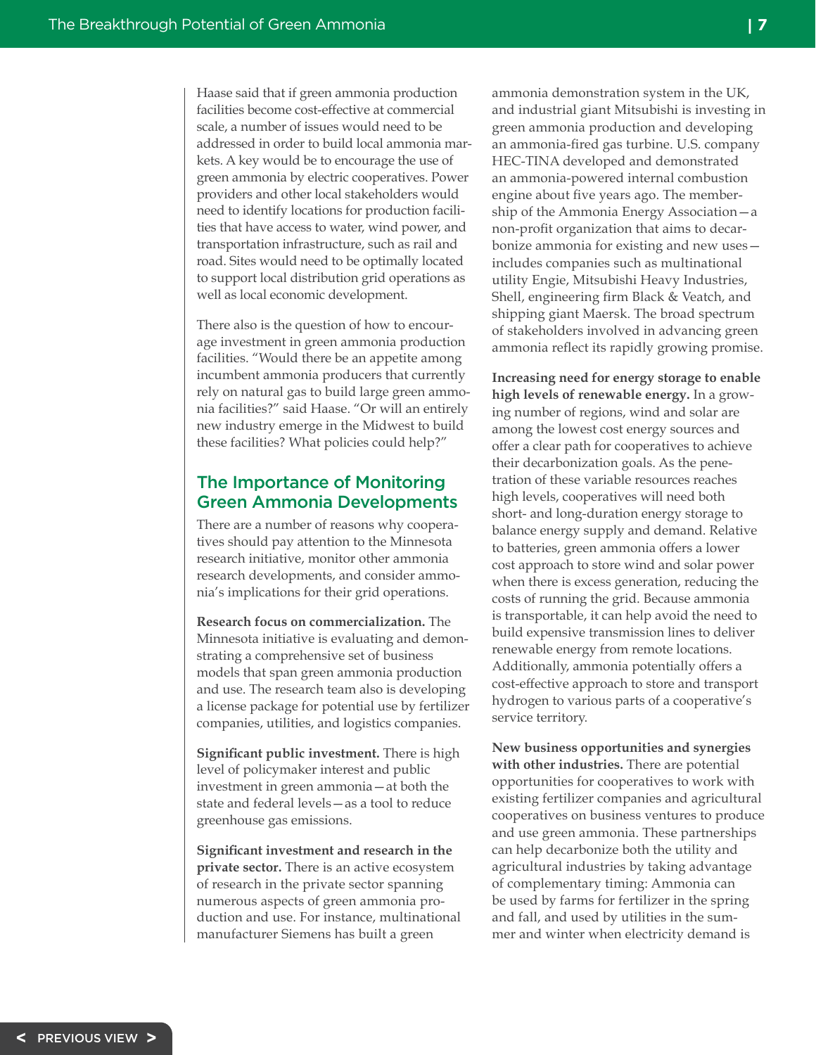Haase said that if green ammonia production facilities become cost-effective at commercial scale, a number of issues would need to be addressed in order to build local ammonia markets. A key would be to encourage the use of green ammonia by electric cooperatives. Power providers and other local stakeholders would need to identify locations for production facilities that have access to water, wind power, and transportation infrastructure, such as rail and road. Sites would need to be optimally located to support local distribution grid operations as well as local economic development.

There also is the question of how to encourage investment in green ammonia production facilities. "Would there be an appetite among incumbent ammonia producers that currently rely on natural gas to build large green ammonia facilities?" said Haase. "Or will an entirely new industry emerge in the Midwest to build these facilities? What policies could help?"

## The Importance of Monitoring Green Ammonia Developments

There are a number of reasons why cooperatives should pay attention to the Minnesota research initiative, monitor other ammonia research developments, and consider ammonia's implications for their grid operations.

**Research focus on commercialization.** The Minnesota initiative is evaluating and demonstrating a comprehensive set of business models that span green ammonia production and use. The research team also is developing a license package for potential use by fertilizer companies, utilities, and logistics companies.

**Significant public investment.** There is high level of policymaker interest and public investment in green ammonia—at both the state and federal levels—as a tool to reduce greenhouse gas emissions.

**Significant investment and research in the private sector.** There is an active ecosystem of research in the private sector spanning numerous aspects of green ammonia production and use. For instance, multinational manufacturer Siemens has built a green ammonia demonstration system in the UK, and industrial giant Mitsubishi is investing in green ammonia production and developing an ammonia-fired gas turbine. U.S. company HEC-TINA developed and demonstrated an ammonia-powered internal combustion engine about five years ago. The membership of the Ammonia Energy Association—a non-profit organization that aims to decarbonize ammonia for existing and new uses—includes companies such as multinational utility Engie, Mitsubishi Heavy Industries, Shell, engineering firm Black & Veatch, and shipping giant Maersk. The broad spectrum of stakeholders involved in advancing green ammonia reflect its rapidly growing promise.

**Increasing need for energy storage to enable high levels of renewable energy.** In a growing number of regions, wind and solar are among the lowest cost energy sources and offer a clear path for cooperatives to achieve their decarbonization goals. As the penetration of these variable resources reaches high levels, cooperatives will need both short- and long-duration energy storage to balance energy supply and demand. Relative to batteries, green ammonia offers a lower cost approach to store wind and solar power when there is excess generation, reducing the costs of running the grid. Because ammonia is transportable, it can help avoid the need to build expensive transmission lines to deliver renewable energy from remote locations. Additionally, ammonia potentially offers a cost-effective approach to store and transport hydrogen to various parts of a cooperative's service territory.

**New business opportunities and synergies with other industries.** There are potential opportunities for cooperatives to work with existing fertilizer companies and agricultural cooperatives on business ventures to produce and use green ammonia. These partnerships can help decarbonize both the utility and agricultural industries by taking advantage of complementary timing: Ammonia can be used by farms for fertilizer in the spring and fall, and used by utilities in the summer and winter when electricity demand is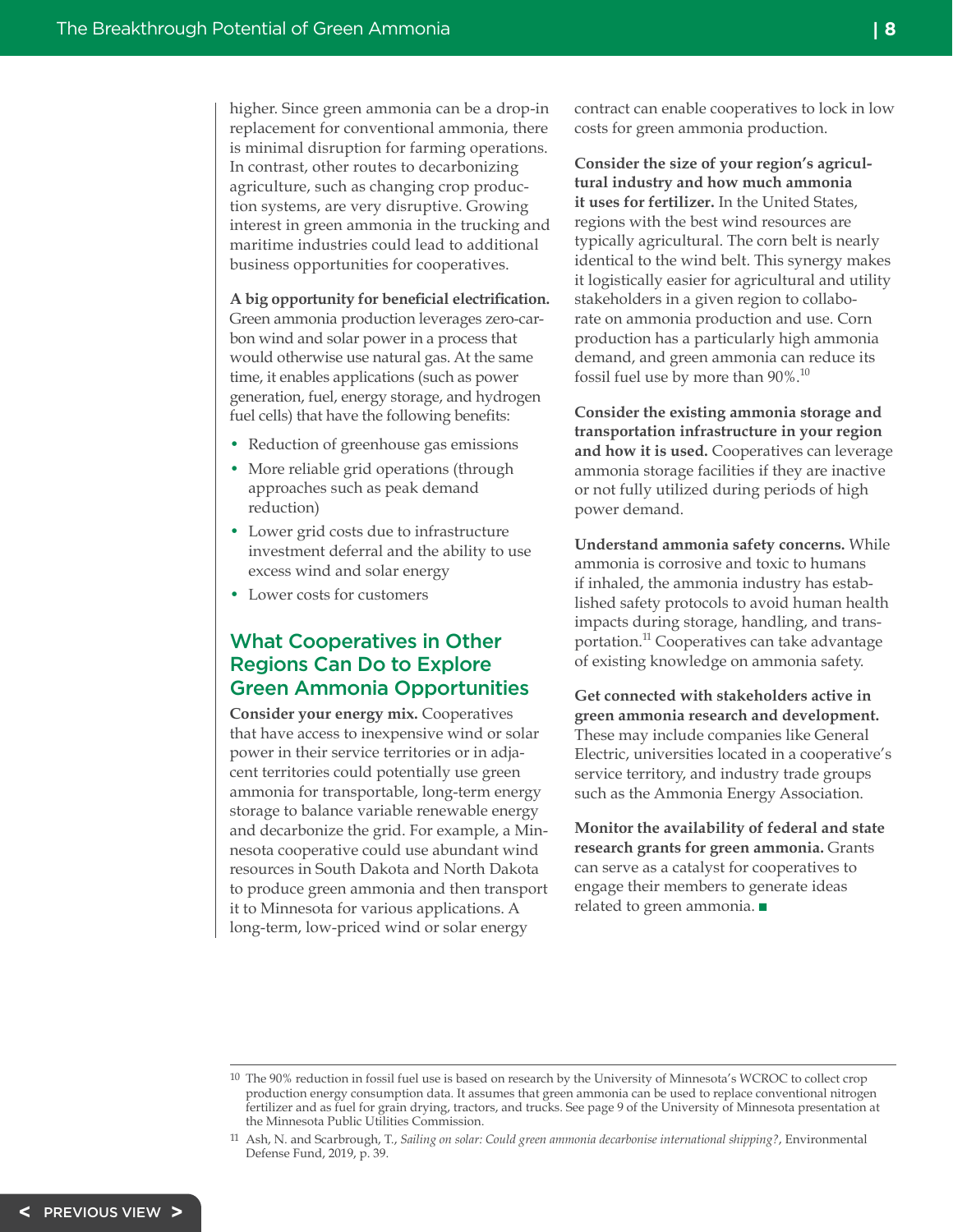higher. Since green ammonia can be a drop-in replacement for conventional ammonia, there is minimal disruption for farming operations. In contrast, other routes to decarbonizing agriculture, such as changing crop production systems, are very disruptive. Growing interest in green ammonia in the trucking and maritime industries could lead to additional business opportunities for cooperatives.

**A big opportunity for beneficial electrification.** Green ammonia production leverages zero-carbon wind and solar power in a process that would otherwise use natural gas. At the same time, it enables applications (such as power generation, fuel, energy storage, and hydrogen fuel cells) that have the following benefits:

- Reduction of greenhouse gas emissions
- More reliable grid operations (through approaches such as peak demand reduction)
- Lower grid costs due to infrastructure investment deferral and the ability to use excess wind and solar energy
- Lower costs for customers

## What Cooperatives in Other Regions Can Do to Explore Green Ammonia Opportunities

**Consider your energy mix.** Cooperatives that have access to inexpensive wind or solar power in their service territories or in adjacent territories could potentially use green ammonia for transportable, long-term energy storage to balance variable renewable energy and decarbonize the grid. For example, a Minnesota cooperative could use abundant wind resources in South Dakota and North Dakota to produce green ammonia and then transport it to Minnesota for various applications. A long-term, low-priced wind or solar energy contract can enable cooperatives to lock in low costs for green ammonia production.

**Consider the size of your region's agricultural industry and how much ammonia it uses for fertilizer.** In the United States, regions with the best wind resources are typically agricultural. The corn belt is nearly identical to the wind belt. This synergy makes it logistically easier for agricultural and utility stakeholders in a given region to collaborate on ammonia production and use. Corn production has a particularly high ammonia demand, and green ammonia can reduce its fossil fuel use by more than 90%.[10]

**Consider the existing ammonia storage and transportation infrastructure in your region and how it is used.** Cooperatives can leverage ammonia storage facilities if they are inactive or not fully utilized during periods of high power demand.

**Understand ammonia safety concerns.** While ammonia is corrosive and toxic to humans if inhaled, the ammonia industry has established safety protocols to avoid human health impacts during storage, handling, and transportation.[11] Cooperatives can take advantage of existing knowledge on ammonia safety.

**Get connected with stakeholders active in green ammonia research and development.** These may include companies like General Electric, universities located in a cooperative's service territory, and industry trade groups such as the Ammonia Energy Association.

**Monitor the availability of federal and state research grants for green ammonia.** Grants can serve as a catalyst for cooperatives to engage their members to generate ideas related to green ammonia. ■

---

[10] The 90% reduction in fossil fuel use is based on research by the University of Minnesota's WCROC to collect crop production energy consumption data. It assumes that green ammonia can be used to replace conventional nitrogen fertilizer and as fuel for grain drying, tractors, and trucks. See page 9 of the University of Minnesota presentation at the Minnesota Public Utilities Commission.

[11] Ash, N. and Scarbrough, T., *Sailing on solar: Could green ammonia decarbonise international shipping?*, Environmental Defense Fund, 2019, p. 39.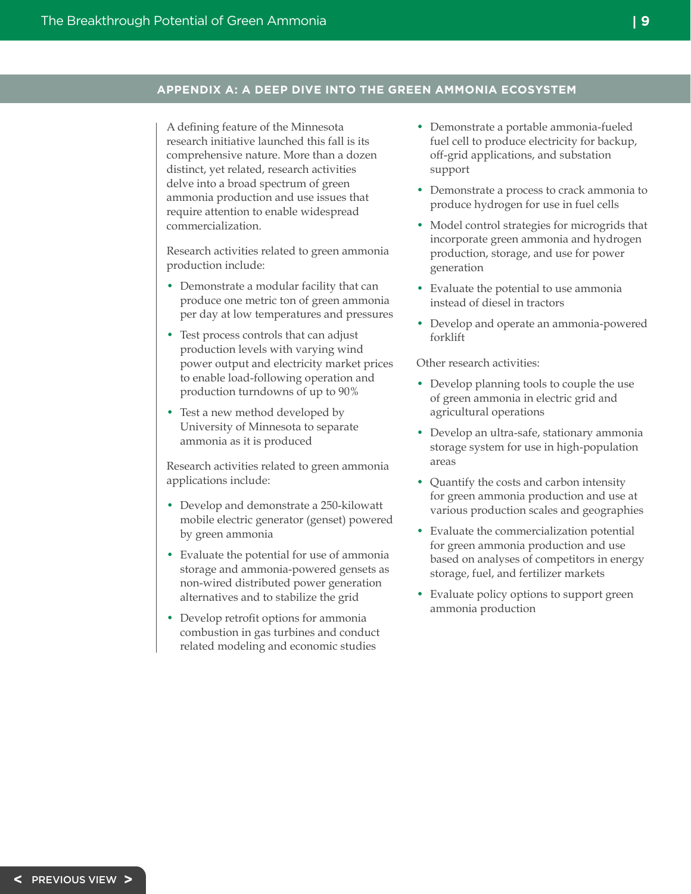## APPENDIX A: A DEEP DIVE INTO THE GREEN AMMONIA ECOSYSTEM

A defining feature of the Minnesota research initiative launched this fall is its comprehensive nature. More than a dozen distinct, yet related, research activities delve into a broad spectrum of green ammonia production and use issues that require attention to enable widespread commercialization.

Research activities related to green ammonia production include:

- Demonstrate a modular facility that can produce one metric ton of green ammonia per day at low temperatures and pressures
- Test process controls that can adjust production levels with varying wind power output and electricity market prices to enable load-following operation and production turndowns of up to 90%
- Test a new method developed by University of Minnesota to separate ammonia as it is produced

Research activities related to green ammonia applications include:

- Develop and demonstrate a 250-kilowatt mobile electric generator (genset) powered by green ammonia
- Evaluate the potential for use of ammonia storage and ammonia-powered gensets as non-wired distributed power generation alternatives and to stabilize the grid
- Develop retrofit options for ammonia combustion in gas turbines and conduct related modeling and economic studies
- Demonstrate a portable ammonia-fueled fuel cell to produce electricity for backup, off-grid applications, and substation support
- Demonstrate a process to crack ammonia to produce hydrogen for use in fuel cells
- Model control strategies for microgrids that incorporate green ammonia and hydrogen production, storage, and use for power generation
- Evaluate the potential to use ammonia instead of diesel in tractors
- Develop and operate an ammonia-powered forklift

Other research activities:

- Develop planning tools to couple the use of green ammonia in electric grid and agricultural operations
- Develop an ultra-safe, stationary ammonia storage system for use in high-population areas
- Quantify the costs and carbon intensity for green ammonia production and use at various production scales and geographies
- Evaluate the commercialization potential for green ammonia production and use based on analyses of competitors in energy storage, fuel, and fertilizer markets
- Evaluate policy options to support green ammonia production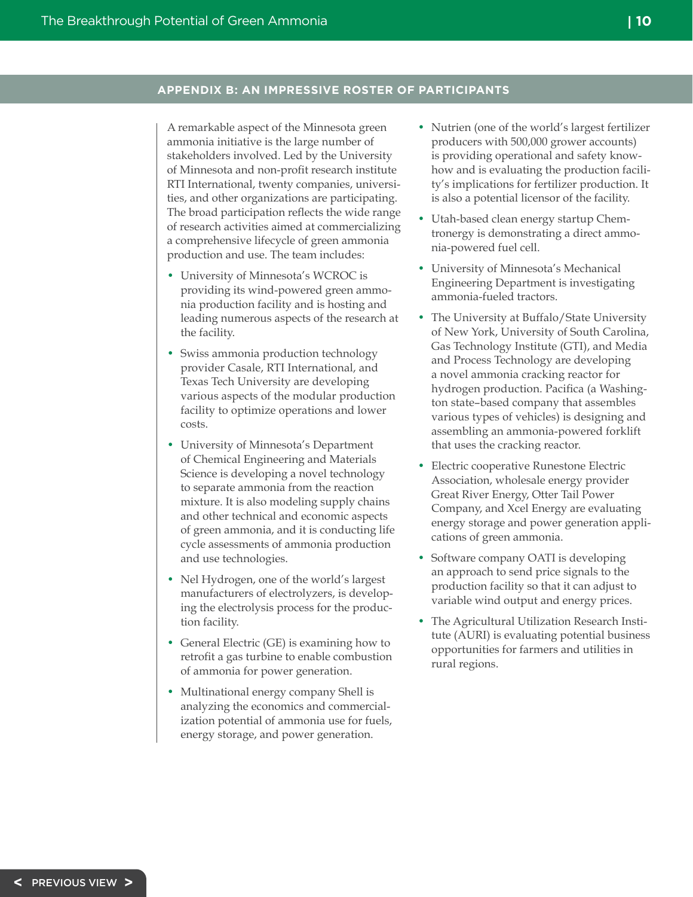## APPENDIX B: AN IMPRESSIVE ROSTER OF PARTICIPANTS

A remarkable aspect of the Minnesota green ammonia initiative is the large number of stakeholders involved. Led by the University of Minnesota and non-profit research institute RTI International, twenty companies, universities, and other organizations are participating. The broad participation reflects the wide range of research activities aimed at commercializing a comprehensive lifecycle of green ammonia production and use. The team includes:

- University of Minnesota's WCROC is providing its wind-powered green ammonia production facility and is hosting and leading numerous aspects of the research at the facility.
- Swiss ammonia production technology provider Casale, RTI International, and Texas Tech University are developing various aspects of the modular production facility to optimize operations and lower costs.
- University of Minnesota's Department of Chemical Engineering and Materials Science is developing a novel technology to separate ammonia from the reaction mixture. It is also modeling supply chains and other technical and economic aspects of green ammonia, and it is conducting life cycle assessments of ammonia production and use technologies.
- Nel Hydrogen, one of the world's largest manufacturers of electrolyzers, is developing the electrolysis process for the production facility.
- General Electric (GE) is examining how to retrofit a gas turbine to enable combustion of ammonia for power generation.
- Multinational energy company Shell is analyzing the economics and commercialization potential of ammonia use for fuels, energy storage, and power generation.
- Nutrien (one of the world's largest fertilizer producers with 500,000 grower accounts) is providing operational and safety know-how and is evaluating the production facility's implications for fertilizer production. It is also a potential licensor of the facility.
- Utah-based clean energy startup Chemtronergy is demonstrating a direct ammonia-powered fuel cell.
- University of Minnesota's Mechanical Engineering Department is investigating ammonia-fueled tractors.
- The University at Buffalo/State University of New York, University of South Carolina, Gas Technology Institute (GTI), and Media and Process Technology are developing a novel ammonia cracking reactor for hydrogen production. Pacifica (a Washington state–based company that assembles various types of vehicles) is designing and assembling an ammonia-powered forklift that uses the cracking reactor.
- Electric cooperative Runestone Electric Association, wholesale energy provider Great River Energy, Otter Tail Power Company, and Xcel Energy are evaluating energy storage and power generation applications of green ammonia.
- Software company OATI is developing an approach to send price signals to the production facility so that it can adjust to variable wind output and energy prices.
- The Agricultural Utilization Research Institute (AURI) is evaluating potential business opportunities for farmers and utilities in rural regions.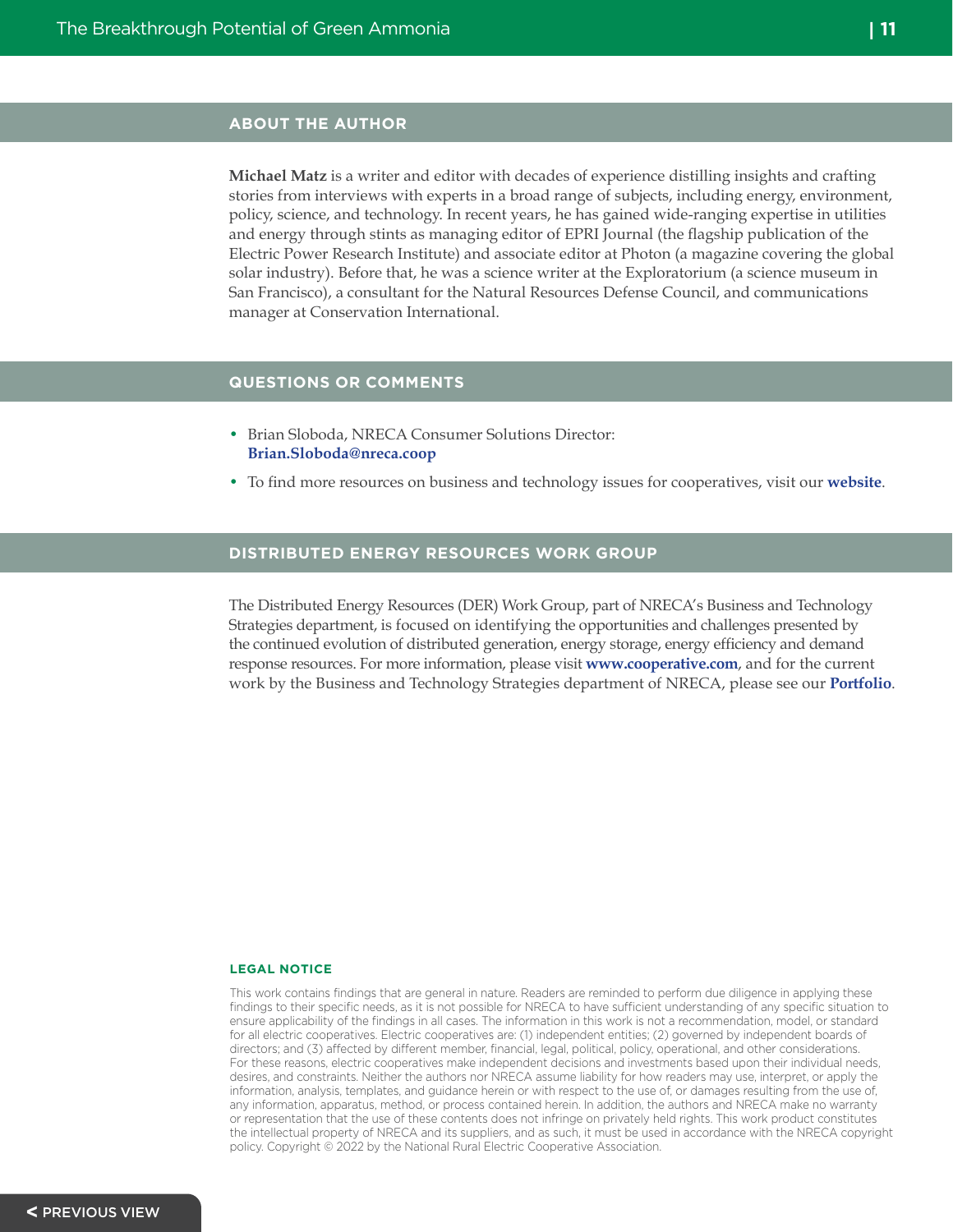## ABOUT THE AUTHOR

**Michael Matz** is a writer and editor with decades of experience distilling insights and crafting stories from interviews with experts in a broad range of subjects, including energy, environment, policy, science, and technology. In recent years, he has gained wide-ranging expertise in utilities and energy through stints as managing editor of EPRI Journal (the flagship publication of the Electric Power Research Institute) and associate editor at Photon (a magazine covering the global solar industry). Before that, he was a science writer at the Exploratorium (a science museum in San Francisco), a consultant for the Natural Resources Defense Council, and communications manager at Conservation International.

## QUESTIONS OR COMMENTS

- Brian Sloboda, NRECA Consumer Solutions Director: **Brian.Sloboda@nreca.coop**
- To find more resources on business and technology issues for cooperatives, visit our **website**.

## DISTRIBUTED ENERGY RESOURCES WORK GROUP

The Distributed Energy Resources (DER) Work Group, part of NRECA's Business and Technology Strategies department, is focused on identifying the opportunities and challenges presented by the continued evolution of distributed generation, energy storage, energy efficiency and demand response resources. For more information, please visit **www.cooperative.com**, and for the current work by the Business and Technology Strategies department of NRECA, please see our **Portfolio**.

### LEGAL NOTICE

This work contains findings that are general in nature. Readers are reminded to perform due diligence in applying these findings to their specific needs, as it is not possible for NRECA to have sufficient understanding of any specific situation to ensure applicability of the findings in all cases. The information in this work is not a recommendation, model, or standard for all electric cooperatives. Electric cooperatives are: (1) independent entities; (2) governed by independent boards of directors; and (3) affected by different member, financial, legal, political, policy, operational, and other considerations. For these reasons, electric cooperatives make independent decisions and investments based upon their individual needs, desires, and constraints. Neither the authors nor NRECA assume liability for how readers may use, interpret, or apply the information, analysis, templates, and guidance herein or with respect to the use of, or damages resulting from the use of, any information, apparatus, method, or process contained herein. In addition, the authors and NRECA make no warranty or representation that the use of these contents does not infringe on privately held rights. This work product constitutes the intellectual property of NRECA and its suppliers, and as such, it must be used in accordance with the NRECA copyright policy. Copyright © 2022 by the National Rural Electric Cooperative Association.